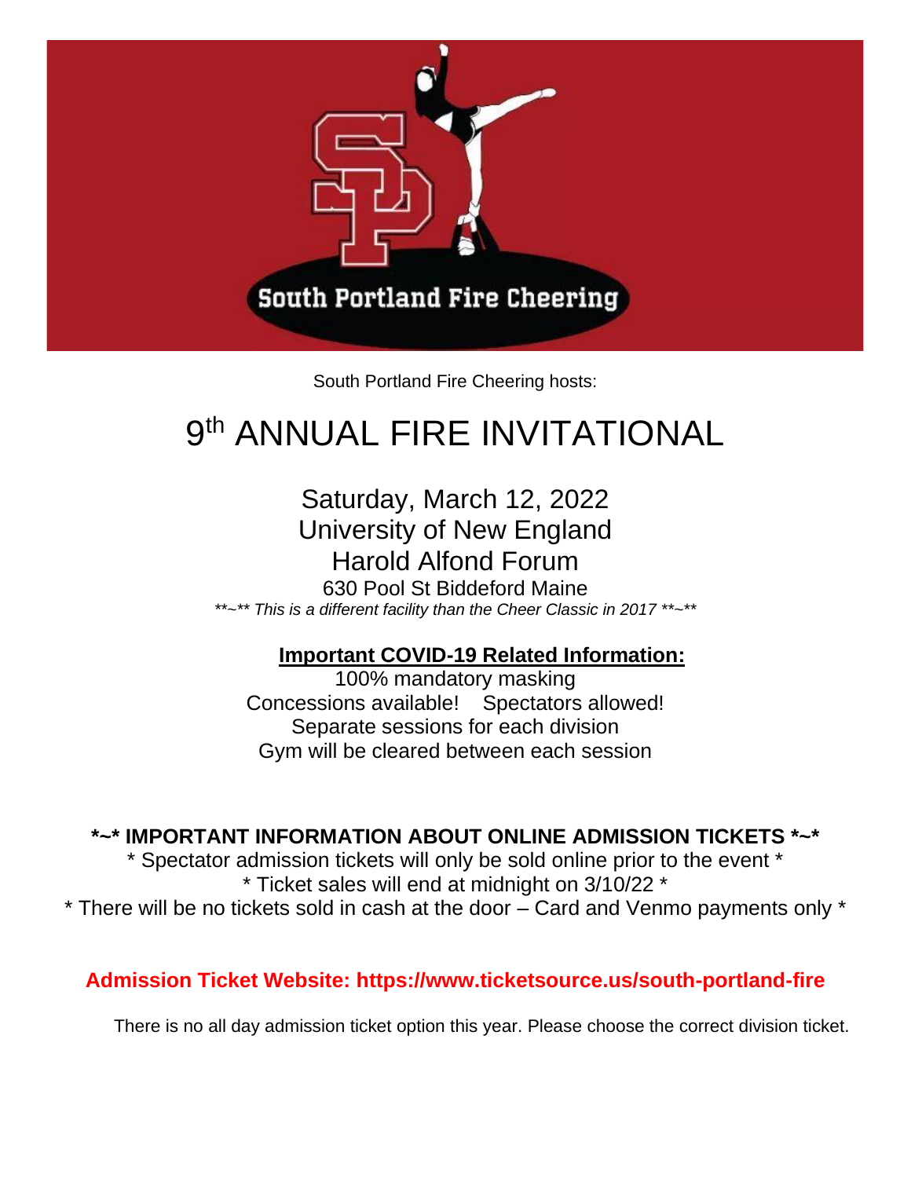South Portland Fire Cheering

South Portland Fire Cheering hosts:

# 9th ANNUAL FIRE INVITATIONAL

Saturday, March 12, 2022
University of New England
Harold Alfond Forum
630 Pool St Biddeford Maine
*\*\*~\*\* This is a different facility than the Cheer Classic in 2017 \*\*~\*\**

**Important COVID-19 Related Information:**

100% mandatory masking
Concessions available! Spectators allowed!
Separate sessions for each division
Gym will be cleared between each session

**\*~\* IMPORTANT INFORMATION ABOUT ONLINE ADMISSION TICKETS \*~\***

\* Spectator admission tickets will only be sold online prior to the event \*
\* Ticket sales will end at midnight on 3/10/22 \*
\* There will be no tickets sold in cash at the door – Card and Venmo payments only \*

**Admission Ticket Website: https://www.ticketsource.us/south-portland-fire**

There is no all day admission ticket option this year. Please choose the correct division ticket.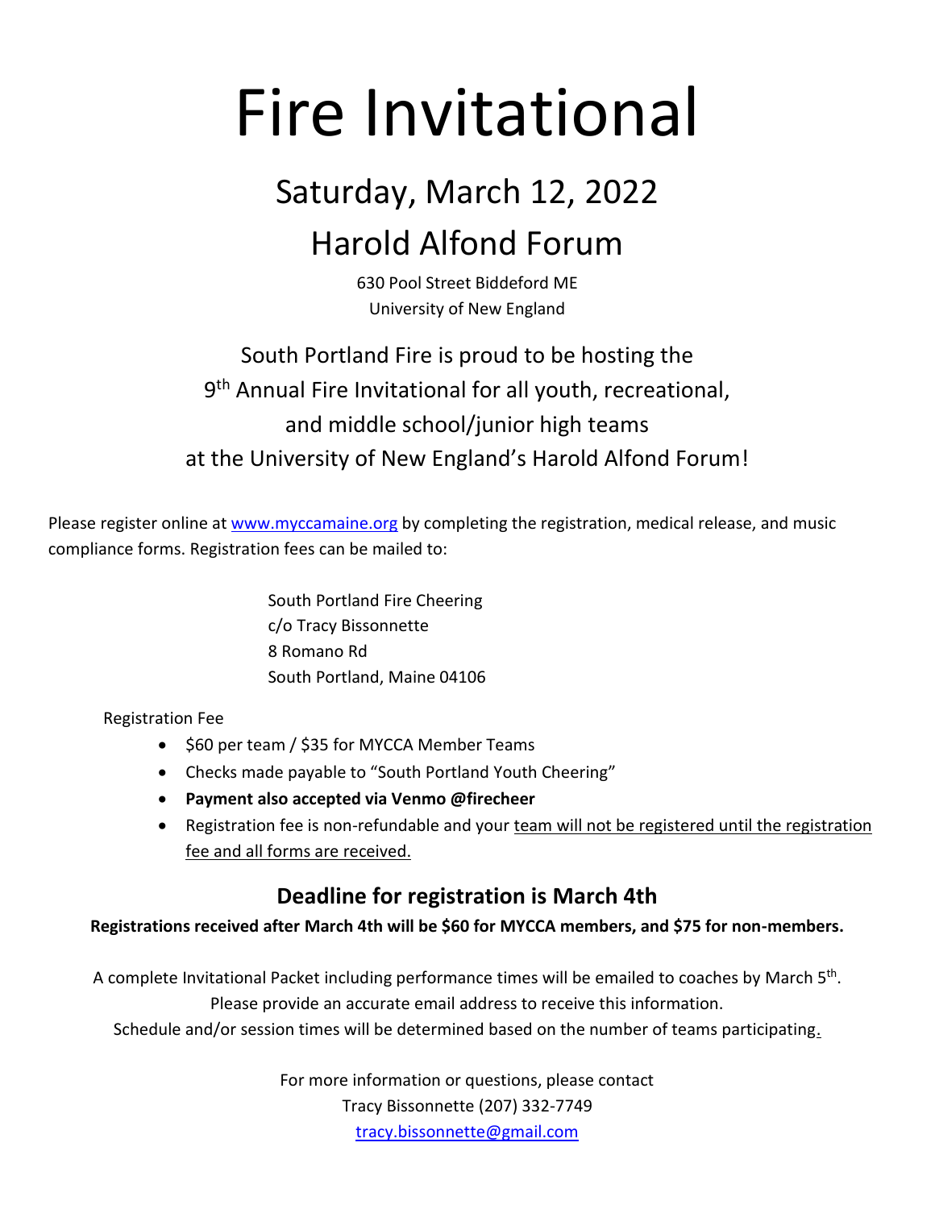# Fire Invitational

## Saturday, March 12, 2022

## Harold Alfond Forum

630 Pool Street Biddeford ME
University of New England

South Portland Fire is proud to be hosting the
9th Annual Fire Invitational for all youth, recreational,
and middle school/junior high teams
at the University of New England's Harold Alfond Forum!

Please register online at www.myccamaine.org by completing the registration, medical release, and music compliance forms. Registration fees can be mailed to:

South Portland Fire Cheering
c/o Tracy Bissonnette
8 Romano Rd
South Portland, Maine 04106

Registration Fee

- $60 per team / $35 for MYCCA Member Teams
- Checks made payable to "South Portland Youth Cheering"
- **Payment also accepted via Venmo @firecheer**
- Registration fee is non-refundable and your team will not be registered until the registration fee and all forms are received.

### Deadline for registration is March 4th

**Registrations received after March 4th will be $60 for MYCCA members, and $75 for non-members.**

A complete Invitational Packet including performance times will be emailed to coaches by March 5th.
Please provide an accurate email address to receive this information.
Schedule and/or session times will be determined based on the number of teams participating.

For more information or questions, please contact
Tracy Bissonnette (207) 332-7749
tracy.bissonnette@gmail.com